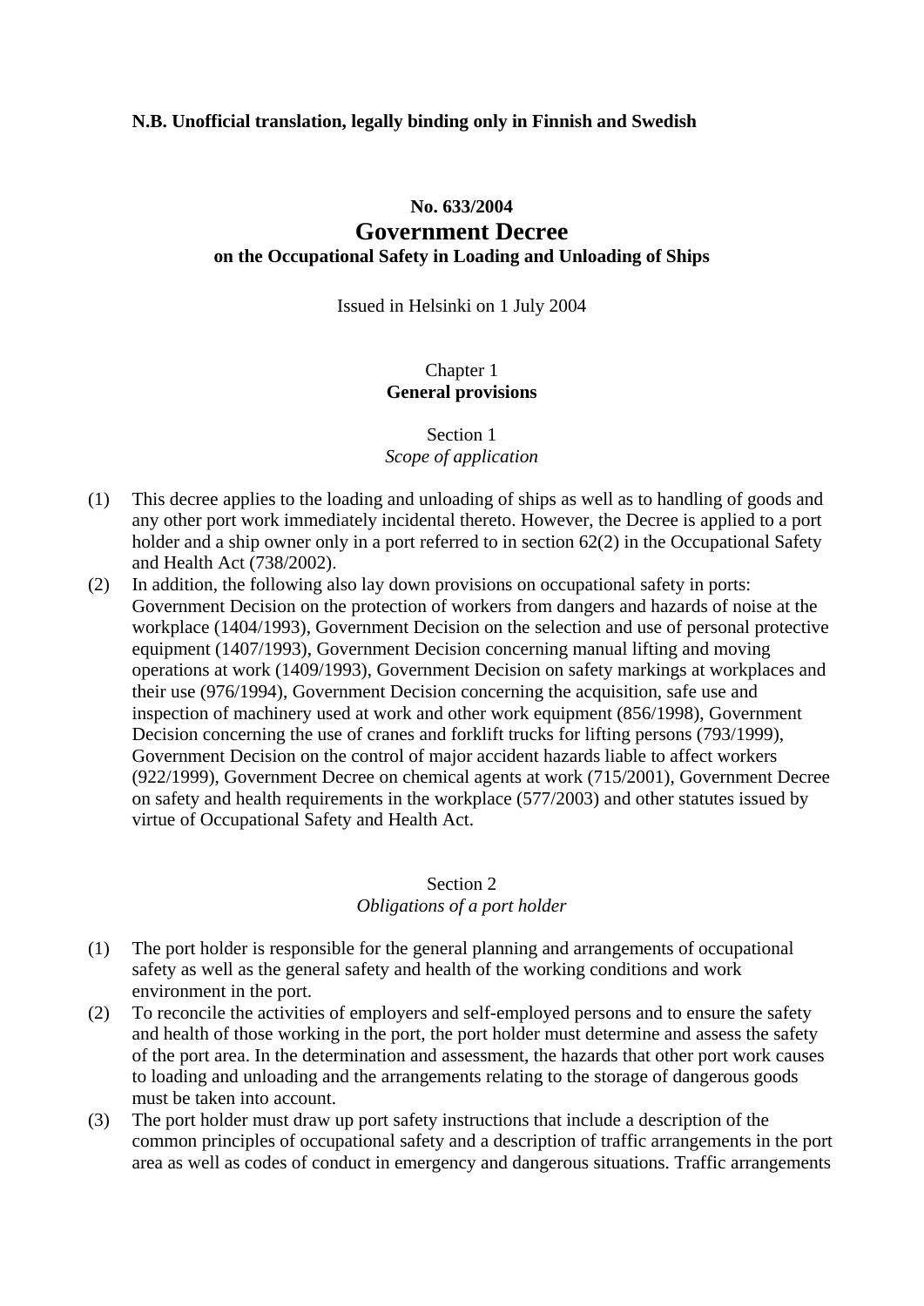**N.B. Unofficial translation, legally binding only in Finnish and Swedish**

**No. 633/2004**

# Government Decree

**on the Occupational Safety in Loading and Unloading of Ships**

Issued in Helsinki on 1 July 2004

## Chapter 1
**General provisions**

### Section 1
*Scope of application*

(1) This decree applies to the loading and unloading of ships as well as to handling of goods and any other port work immediately incidental thereto. However, the Decree is applied to a port holder and a ship owner only in a port referred to in section 62(2) in the Occupational Safety and Health Act (738/2002).

(2) In addition, the following also lay down provisions on occupational safety in ports: Government Decision on the protection of workers from dangers and hazards of noise at the workplace (1404/1993), Government Decision on the selection and use of personal protective equipment (1407/1993), Government Decision concerning manual lifting and moving operations at work (1409/1993), Government Decision on safety markings at workplaces and their use (976/1994), Government Decision concerning the acquisition, safe use and inspection of machinery used at work and other work equipment (856/1998), Government Decision concerning the use of cranes and forklift trucks for lifting persons (793/1999), Government Decision on the control of major accident hazards liable to affect workers (922/1999), Government Decree on chemical agents at work (715/2001), Government Decree on safety and health requirements in the workplace (577/2003) and other statutes issued by virtue of Occupational Safety and Health Act.

### Section 2
*Obligations of a port holder*

(1) The port holder is responsible for the general planning and arrangements of occupational safety as well as the general safety and health of the working conditions and work environment in the port.

(2) To reconcile the activities of employers and self-employed persons and to ensure the safety and health of those working in the port, the port holder must determine and assess the safety of the port area. In the determination and assessment, the hazards that other port work causes to loading and unloading and the arrangements relating to the storage of dangerous goods must be taken into account.

(3) The port holder must draw up port safety instructions that include a description of the common principles of occupational safety and a description of traffic arrangements in the port area as well as codes of conduct in emergency and dangerous situations. Traffic arrangements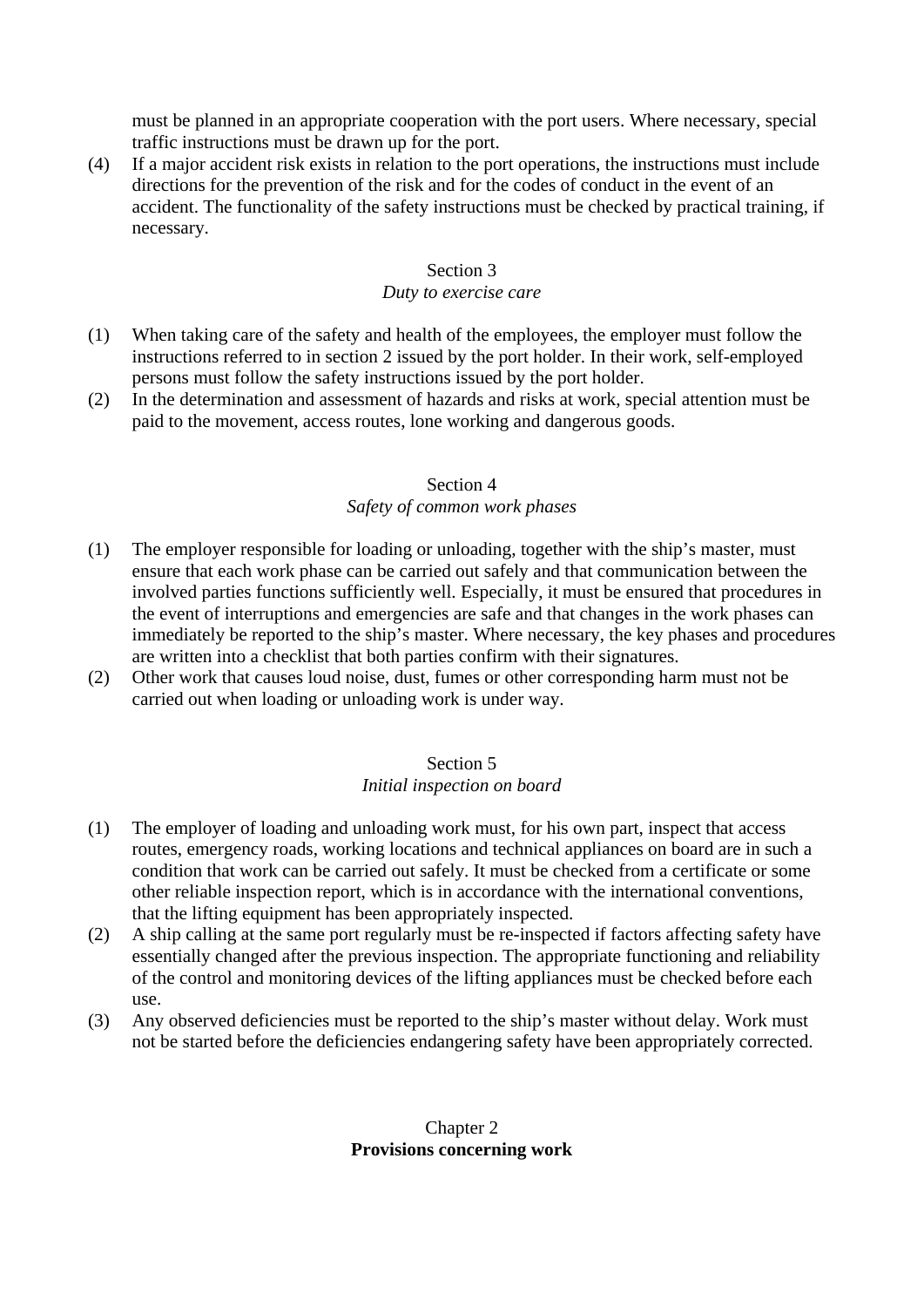must be planned in an appropriate cooperation with the port users. Where necessary, special traffic instructions must be drawn up for the port.

(4) If a major accident risk exists in relation to the port operations, the instructions must include directions for the prevention of the risk and for the codes of conduct in the event of an accident. The functionality of the safety instructions must be checked by practical training, if necessary.

### Section 3
*Duty to exercise care*

(1) When taking care of the safety and health of the employees, the employer must follow the instructions referred to in section 2 issued by the port holder. In their work, self-employed persons must follow the safety instructions issued by the port holder.

(2) In the determination and assessment of hazards and risks at work, special attention must be paid to the movement, access routes, lone working and dangerous goods.

### Section 4
*Safety of common work phases*

(1) The employer responsible for loading or unloading, together with the ship's master, must ensure that each work phase can be carried out safely and that communication between the involved parties functions sufficiently well. Especially, it must be ensured that procedures in the event of interruptions and emergencies are safe and that changes in the work phases can immediately be reported to the ship's master. Where necessary, the key phases and procedures are written into a checklist that both parties confirm with their signatures.

(2) Other work that causes loud noise, dust, fumes or other corresponding harm must not be carried out when loading or unloading work is under way.

### Section 5
*Initial inspection on board*

(1) The employer of loading and unloading work must, for his own part, inspect that access routes, emergency roads, working locations and technical appliances on board are in such a condition that work can be carried out safely. It must be checked from a certificate or some other reliable inspection report, which is in accordance with the international conventions, that the lifting equipment has been appropriately inspected.

(2) A ship calling at the same port regularly must be re-inspected if factors affecting safety have essentially changed after the previous inspection. The appropriate functioning and reliability of the control and monitoring devices of the lifting appliances must be checked before each use.

(3) Any observed deficiencies must be reported to the ship's master without delay. Work must not be started before the deficiencies endangering safety have been appropriately corrected.

## Chapter 2
**Provisions concerning work**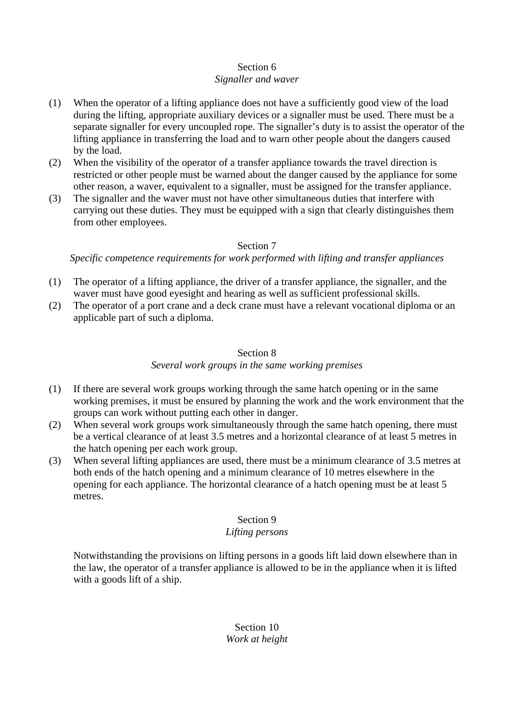## Section 6
*Signaller and waver*

(1) When the operator of a lifting appliance does not have a sufficiently good view of the load during the lifting, appropriate auxiliary devices or a signaller must be used. There must be a separate signaller for every uncoupled rope. The signaller's duty is to assist the operator of the lifting appliance in transferring the load and to warn other people about the dangers caused by the load.

(2) When the visibility of the operator of a transfer appliance towards the travel direction is restricted or other people must be warned about the danger caused by the appliance for some other reason, a waver, equivalent to a signaller, must be assigned for the transfer appliance.

(3) The signaller and the waver must not have other simultaneous duties that interfere with carrying out these duties. They must be equipped with a sign that clearly distinguishes them from other employees.

## Section 7
*Specific competence requirements for work performed with lifting and transfer appliances*

(1) The operator of a lifting appliance, the driver of a transfer appliance, the signaller, and the waver must have good eyesight and hearing as well as sufficient professional skills.

(2) The operator of a port crane and a deck crane must have a relevant vocational diploma or an applicable part of such a diploma.

## Section 8
*Several work groups in the same working premises*

(1) If there are several work groups working through the same hatch opening or in the same working premises, it must be ensured by planning the work and the work environment that the groups can work without putting each other in danger.

(2) When several work groups work simultaneously through the same hatch opening, there must be a vertical clearance of at least 3.5 metres and a horizontal clearance of at least 5 metres in the hatch opening per each work group.

(3) When several lifting appliances are used, there must be a minimum clearance of 3.5 metres at both ends of the hatch opening and a minimum clearance of 10 metres elsewhere in the opening for each appliance. The horizontal clearance of a hatch opening must be at least 5 metres.

## Section 9
*Lifting persons*

Notwithstanding the provisions on lifting persons in a goods lift laid down elsewhere than in the law, the operator of a transfer appliance is allowed to be in the appliance when it is lifted with a goods lift of a ship.

## Section 10
*Work at height*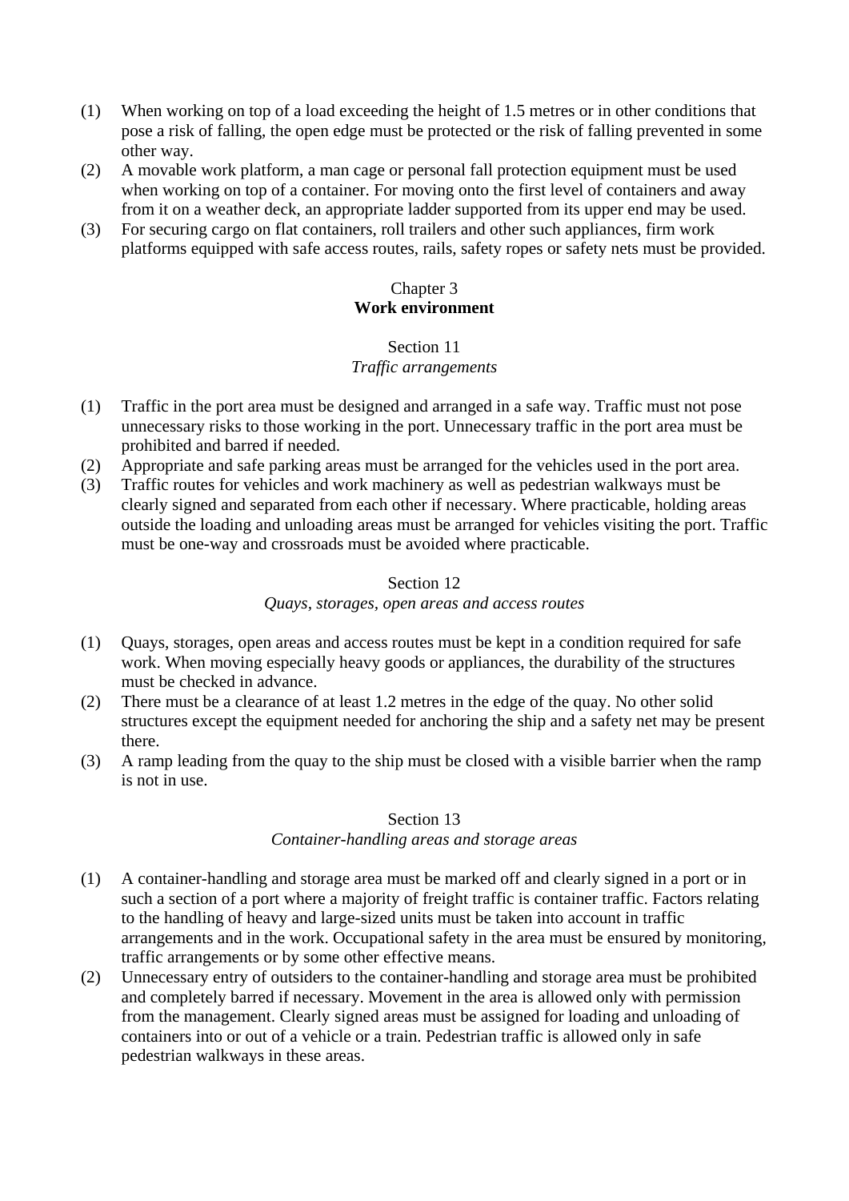(1) When working on top of a load exceeding the height of 1.5 metres or in other conditions that pose a risk of falling, the open edge must be protected or the risk of falling prevented in some other way.
(2) A movable work platform, a man cage or personal fall protection equipment must be used when working on top of a container. For moving onto the first level of containers and away from it on a weather deck, an appropriate ladder supported from its upper end may be used.
(3) For securing cargo on flat containers, roll trailers and other such appliances, firm work platforms equipped with safe access routes, rails, safety ropes or safety nets must be provided.

## Chapter 3
## **Work environment**

### Section 11
*Traffic arrangements*

(1) Traffic in the port area must be designed and arranged in a safe way. Traffic must not pose unnecessary risks to those working in the port. Unnecessary traffic in the port area must be prohibited and barred if needed.
(2) Appropriate and safe parking areas must be arranged for the vehicles used in the port area.
(3) Traffic routes for vehicles and work machinery as well as pedestrian walkways must be clearly signed and separated from each other if necessary. Where practicable, holding areas outside the loading and unloading areas must be arranged for vehicles visiting the port. Traffic must be one-way and crossroads must be avoided where practicable.

### Section 12
*Quays, storages, open areas and access routes*

(1) Quays, storages, open areas and access routes must be kept in a condition required for safe work. When moving especially heavy goods or appliances, the durability of the structures must be checked in advance.
(2) There must be a clearance of at least 1.2 metres in the edge of the quay. No other solid structures except the equipment needed for anchoring the ship and a safety net may be present there.
(3) A ramp leading from the quay to the ship must be closed with a visible barrier when the ramp is not in use.

### Section 13
*Container-handling areas and storage areas*

(1) A container-handling and storage area must be marked off and clearly signed in a port or in such a section of a port where a majority of freight traffic is container traffic. Factors relating to the handling of heavy and large-sized units must be taken into account in traffic arrangements and in the work. Occupational safety in the area must be ensured by monitoring, traffic arrangements or by some other effective means.
(2) Unnecessary entry of outsiders to the container-handling and storage area must be prohibited and completely barred if necessary. Movement in the area is allowed only with permission from the management. Clearly signed areas must be assigned for loading and unloading of containers into or out of a vehicle or a train. Pedestrian traffic is allowed only in safe pedestrian walkways in these areas.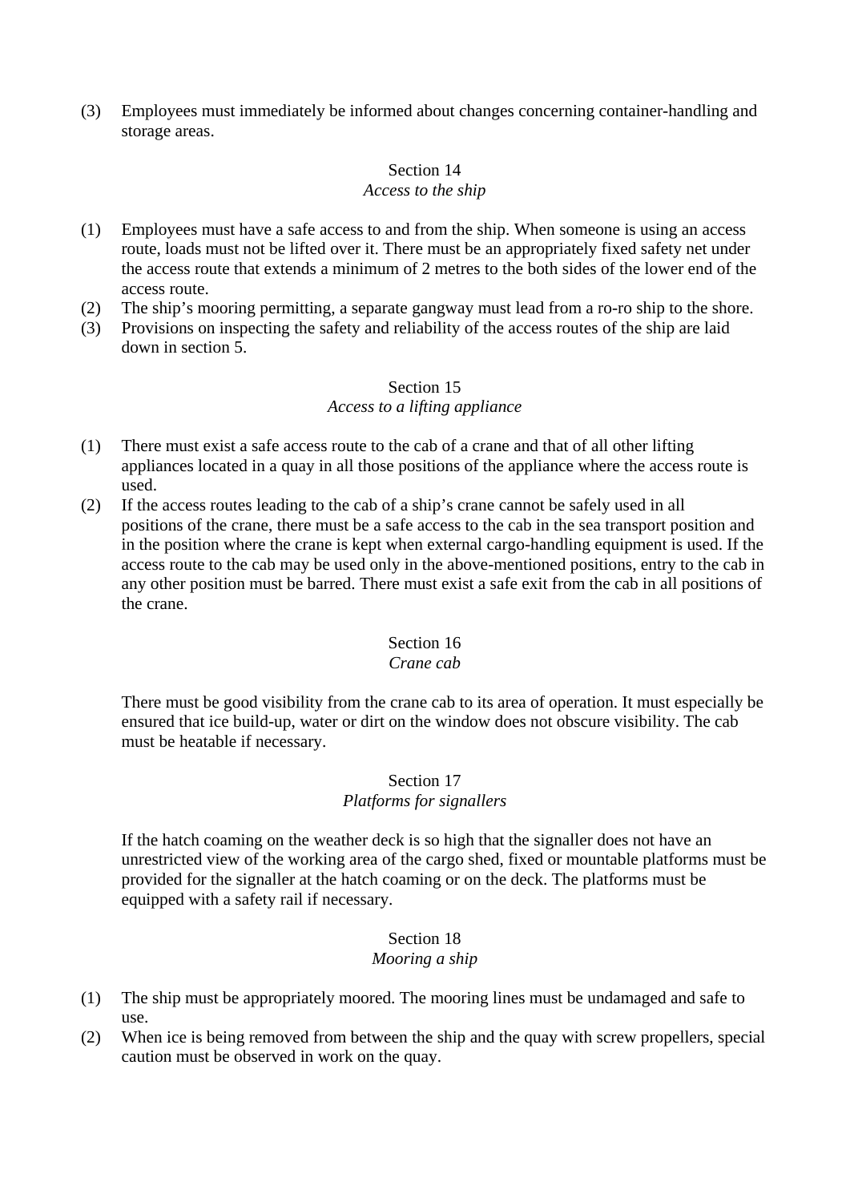(3) Employees must immediately be informed about changes concerning container-handling and storage areas.

## Section 14
*Access to the ship*

(1) Employees must have a safe access to and from the ship. When someone is using an access route, loads must not be lifted over it. There must be an appropriately fixed safety net under the access route that extends a minimum of 2 metres to the both sides of the lower end of the access route.
(2) The ship's mooring permitting, a separate gangway must lead from a ro-ro ship to the shore.
(3) Provisions on inspecting the safety and reliability of the access routes of the ship are laid down in section 5.

## Section 15
*Access to a lifting appliance*

(1) There must exist a safe access route to the cab of a crane and that of all other lifting appliances located in a quay in all those positions of the appliance where the access route is used.
(2) If the access routes leading to the cab of a ship's crane cannot be safely used in all positions of the crane, there must be a safe access to the cab in the sea transport position and in the position where the crane is kept when external cargo-handling equipment is used. If the access route to the cab may be used only in the above-mentioned positions, entry to the cab in any other position must be barred. There must exist a safe exit from the cab in all positions of the crane.

## Section 16
*Crane cab*

There must be good visibility from the crane cab to its area of operation. It must especially be ensured that ice build-up, water or dirt on the window does not obscure visibility. The cab must be heatable if necessary.

## Section 17
*Platforms for signallers*

If the hatch coaming on the weather deck is so high that the signaller does not have an unrestricted view of the working area of the cargo shed, fixed or mountable platforms must be provided for the signaller at the hatch coaming or on the deck. The platforms must be equipped with a safety rail if necessary.

## Section 18
*Mooring a ship*

(1) The ship must be appropriately moored. The mooring lines must be undamaged and safe to use.
(2) When ice is being removed from between the ship and the quay with screw propellers, special caution must be observed in work on the quay.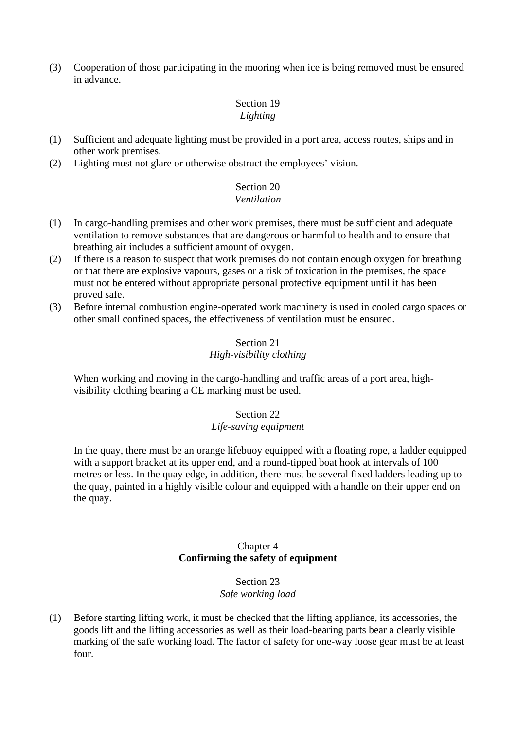(3) Cooperation of those participating in the mooring when ice is being removed must be ensured in advance.

### Section 19
*Lighting*

(1) Sufficient and adequate lighting must be provided in a port area, access routes, ships and in other work premises.
(2) Lighting must not glare or otherwise obstruct the employees' vision.

### Section 20
*Ventilation*

(1) In cargo-handling premises and other work premises, there must be sufficient and adequate ventilation to remove substances that are dangerous or harmful to health and to ensure that breathing air includes a sufficient amount of oxygen.
(2) If there is a reason to suspect that work premises do not contain enough oxygen for breathing or that there are explosive vapours, gases or a risk of toxication in the premises, the space must not be entered without appropriate personal protective equipment until it has been proved safe.
(3) Before internal combustion engine-operated work machinery is used in cooled cargo spaces or other small confined spaces, the effectiveness of ventilation must be ensured.

### Section 21
*High-visibility clothing*

When working and moving in the cargo-handling and traffic areas of a port area, high-visibility clothing bearing a CE marking must be used.

### Section 22
*Life-saving equipment*

In the quay, there must be an orange lifebuoy equipped with a floating rope, a ladder equipped with a support bracket at its upper end, and a round-tipped boat hook at intervals of 100 metres or less. In the quay edge, in addition, there must be several fixed ladders leading up to the quay, painted in a highly visible colour and equipped with a handle on their upper end on the quay.

## Chapter 4
## **Confirming the safety of equipment**

### Section 23
*Safe working load*

(1) Before starting lifting work, it must be checked that the lifting appliance, its accessories, the goods lift and the lifting accessories as well as their load-bearing parts bear a clearly visible marking of the safe working load. The factor of safety for one-way loose gear must be at least four.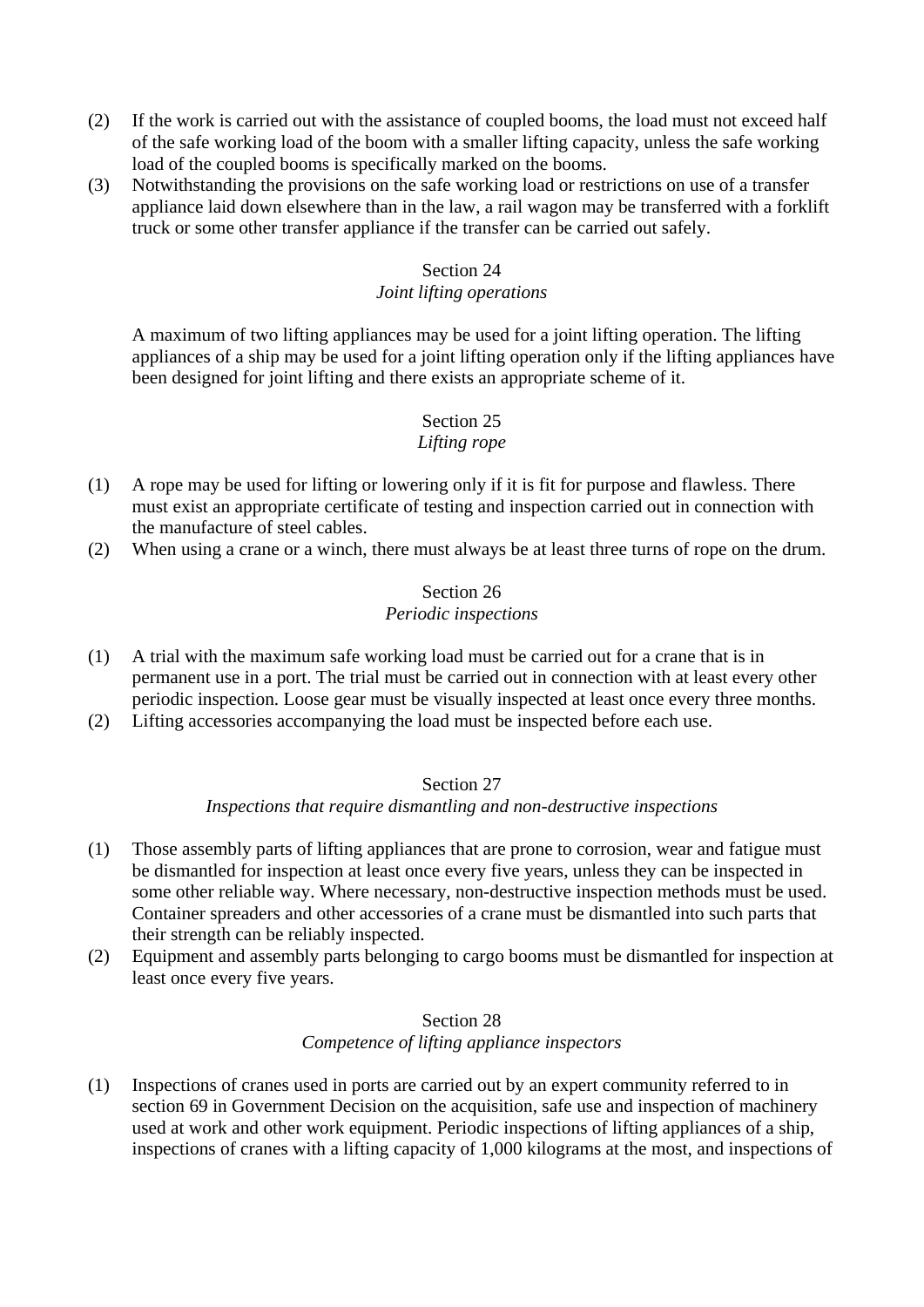(2) If the work is carried out with the assistance of coupled booms, the load must not exceed half of the safe working load of the boom with a smaller lifting capacity, unless the safe working load of the coupled booms is specifically marked on the booms.

(3) Notwithstanding the provisions on the safe working load or restrictions on use of a transfer appliance laid down elsewhere than in the law, a rail wagon may be transferred with a forklift truck or some other transfer appliance if the transfer can be carried out safely.

### Section 24
*Joint lifting operations*

A maximum of two lifting appliances may be used for a joint lifting operation. The lifting appliances of a ship may be used for a joint lifting operation only if the lifting appliances have been designed for joint lifting and there exists an appropriate scheme of it.

### Section 25
*Lifting rope*

(1) A rope may be used for lifting or lowering only if it is fit for purpose and flawless. There must exist an appropriate certificate of testing and inspection carried out in connection with the manufacture of steel cables.

(2) When using a crane or a winch, there must always be at least three turns of rope on the drum.

### Section 26
*Periodic inspections*

(1) A trial with the maximum safe working load must be carried out for a crane that is in permanent use in a port. The trial must be carried out in connection with at least every other periodic inspection. Loose gear must be visually inspected at least once every three months.

(2) Lifting accessories accompanying the load must be inspected before each use.

### Section 27
*Inspections that require dismantling and non-destructive inspections*

(1) Those assembly parts of lifting appliances that are prone to corrosion, wear and fatigue must be dismantled for inspection at least once every five years, unless they can be inspected in some other reliable way. Where necessary, non-destructive inspection methods must be used. Container spreaders and other accessories of a crane must be dismantled into such parts that their strength can be reliably inspected.

(2) Equipment and assembly parts belonging to cargo booms must be dismantled for inspection at least once every five years.

### Section 28
*Competence of lifting appliance inspectors*

(1) Inspections of cranes used in ports are carried out by an expert community referred to in section 69 in Government Decision on the acquisition, safe use and inspection of machinery used at work and other work equipment. Periodic inspections of lifting appliances of a ship, inspections of cranes with a lifting capacity of 1,000 kilograms at the most, and inspections of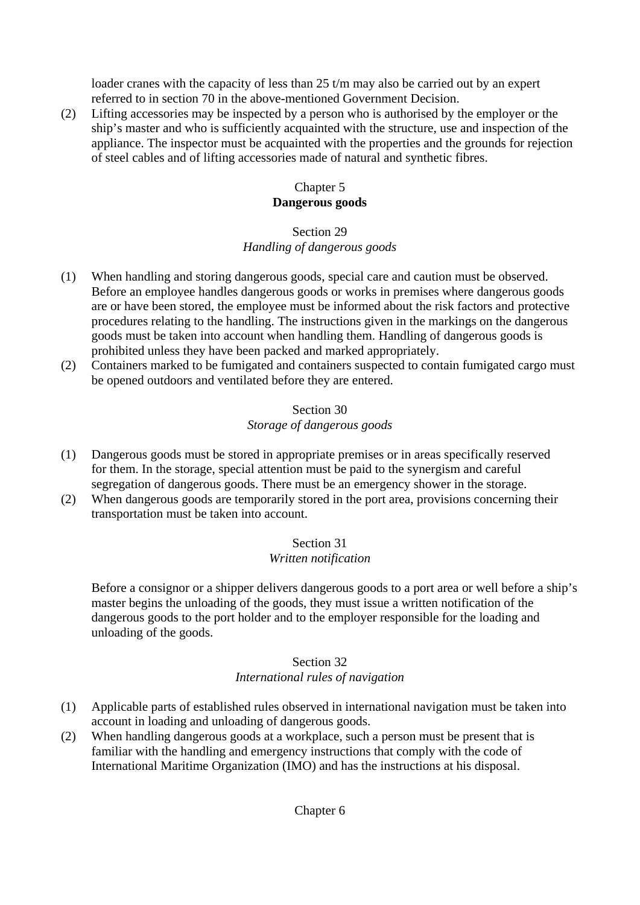loader cranes with the capacity of less than 25 t/m may also be carried out by an expert referred to in section 70 in the above-mentioned Government Decision.

(2) Lifting accessories may be inspected by a person who is authorised by the employer or the ship's master and who is sufficiently acquainted with the structure, use and inspection of the appliance. The inspector must be acquainted with the properties and the grounds for rejection of steel cables and of lifting accessories made of natural and synthetic fibres.

## Chapter 5
## **Dangerous goods**

### Section 29
### *Handling of dangerous goods*

(1) When handling and storing dangerous goods, special care and caution must be observed. Before an employee handles dangerous goods or works in premises where dangerous goods are or have been stored, the employee must be informed about the risk factors and protective procedures relating to the handling. The instructions given in the markings on the dangerous goods must be taken into account when handling them. Handling of dangerous goods is prohibited unless they have been packed and marked appropriately.

(2) Containers marked to be fumigated and containers suspected to contain fumigated cargo must be opened outdoors and ventilated before they are entered.

### Section 30
### *Storage of dangerous goods*

(1) Dangerous goods must be stored in appropriate premises or in areas specifically reserved for them. In the storage, special attention must be paid to the synergism and careful segregation of dangerous goods. There must be an emergency shower in the storage.

(2) When dangerous goods are temporarily stored in the port area, provisions concerning their transportation must be taken into account.

### Section 31
### *Written notification*

Before a consignor or a shipper delivers dangerous goods to a port area or well before a ship's master begins the unloading of the goods, they must issue a written notification of the dangerous goods to the port holder and to the employer responsible for the loading and unloading of the goods.

### Section 32
### *International rules of navigation*

(1) Applicable parts of established rules observed in international navigation must be taken into account in loading and unloading of dangerous goods.

(2) When handling dangerous goods at a workplace, such a person must be present that is familiar with the handling and emergency instructions that comply with the code of International Maritime Organization (IMO) and has the instructions at his disposal.

## Chapter 6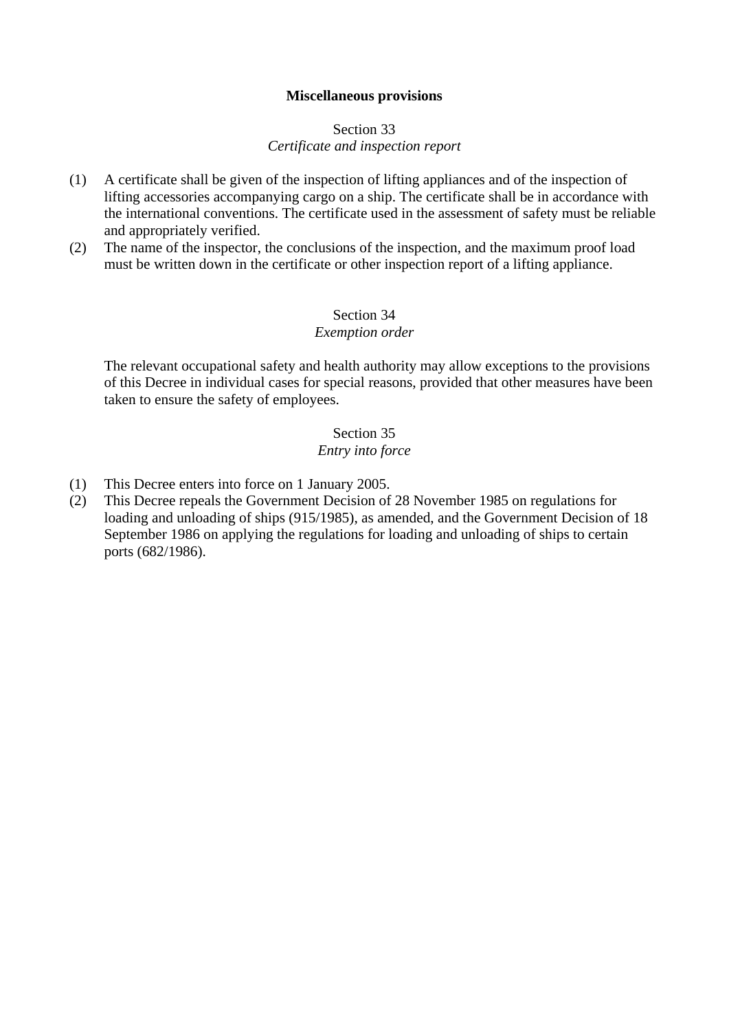## Miscellaneous provisions

### Section 33
*Certificate and inspection report*

(1) A certificate shall be given of the inspection of lifting appliances and of the inspection of lifting accessories accompanying cargo on a ship. The certificate shall be in accordance with the international conventions. The certificate used in the assessment of safety must be reliable and appropriately verified.

(2) The name of the inspector, the conclusions of the inspection, and the maximum proof load must be written down in the certificate or other inspection report of a lifting appliance.

### Section 34
*Exemption order*

The relevant occupational safety and health authority may allow exceptions to the provisions of this Decree in individual cases for special reasons, provided that other measures have been taken to ensure the safety of employees.

### Section 35
*Entry into force*

(1) This Decree enters into force on 1 January 2005.

(2) This Decree repeals the Government Decision of 28 November 1985 on regulations for loading and unloading of ships (915/1985), as amended, and the Government Decision of 18 September 1986 on applying the regulations for loading and unloading of ships to certain ports (682/1986).